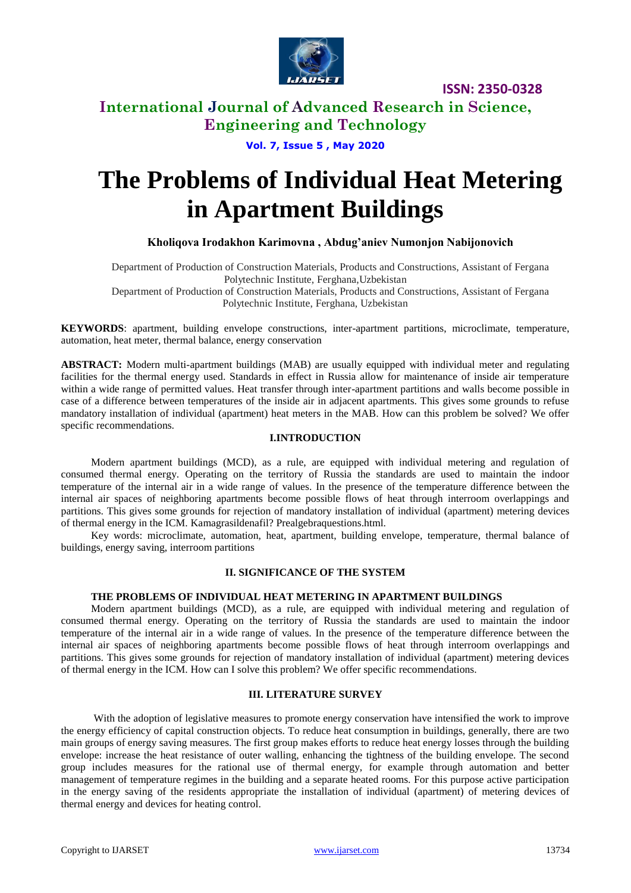# The Problems of Individual Heat Metering in Apartment Buildings

**Kholiqova Irodakhon Karimovna , Abdug'aniev Numonjon Nabijonovich**

Department of Production of Construction Materials, Products and Constructions, Assistant of Fergana Polytechnic Institute, Ferghana,Uzbekistan

Department of Production of Construction Materials, Products and Constructions, Assistant of Fergana Polytechnic Institute, Ferghana, Uzbekistan

**KEYWORDS**: apartment, building envelope constructions, inter-apartment partitions, microclimate, temperature, automation, heat meter, thermal balance, energy conservation

**ABSTRACT:** Modern multi-apartment buildings (MAB) are usually equipped with individual meter and regulating facilities for the thermal energy used. Standards in effect in Russia allow for maintenance of inside air temperature within a wide range of permitted values. Heat transfer through inter-apartment partitions and walls become possible in case of a difference between temperatures of the inside air in adjacent apartments. This gives some grounds to refuse mandatory installation of individual (apartment) heat meters in the MAB. How can this problem be solved? We offer specific recommendations.

## I.INTRODUCTION

Modern apartment buildings (MCD), as a rule, are equipped with individual metering and regulation of consumed thermal energy. Operating on the territory of Russia the standards are used to maintain the indoor temperature of the internal air in a wide range of values. In the presence of the temperature difference between the internal air spaces of neighboring apartments become possible flows of heat through interroom overlappings and partitions. This gives some grounds for rejection of mandatory installation of individual (apartment) metering devices of thermal energy in the ICM. Kamagrasildenafil? Prealgebraquestions.html.

Key words: microclimate, automation, heat, apartment, building envelope, temperature, thermal balance of buildings, energy saving, interroom partitions

## II. SIGNIFICANCE OF THE SYSTEM

### THE PROBLEMS OF INDIVIDUAL HEAT METERING IN APARTMENT BUILDINGS

Modern apartment buildings (MCD), as a rule, are equipped with individual metering and regulation of consumed thermal energy. Operating on the territory of Russia the standards are used to maintain the indoor temperature of the internal air in a wide range of values. In the presence of the temperature difference between the internal air spaces of neighboring apartments become possible flows of heat through interroom overlappings and partitions. This gives some grounds for rejection of mandatory installation of individual (apartment) metering devices of thermal energy in the ICM. How can I solve this problem? We offer specific recommendations.

## III. LITERATURE SURVEY

With the adoption of legislative measures to promote energy conservation have intensified the work to improve the energy efficiency of capital construction objects. To reduce heat consumption in buildings, generally, there are two main groups of energy saving measures. The first group makes efforts to reduce heat energy losses through the building envelope: increase the heat resistance of outer walling, enhancing the tightness of the building envelope. The second group includes measures for the rational use of thermal energy, for example through automation and better management of temperature regimes in the building and a separate heated rooms. For this purpose active participation in the energy saving of the residents appropriate the installation of individual (apartment) of metering devices of thermal energy and devices for heating control.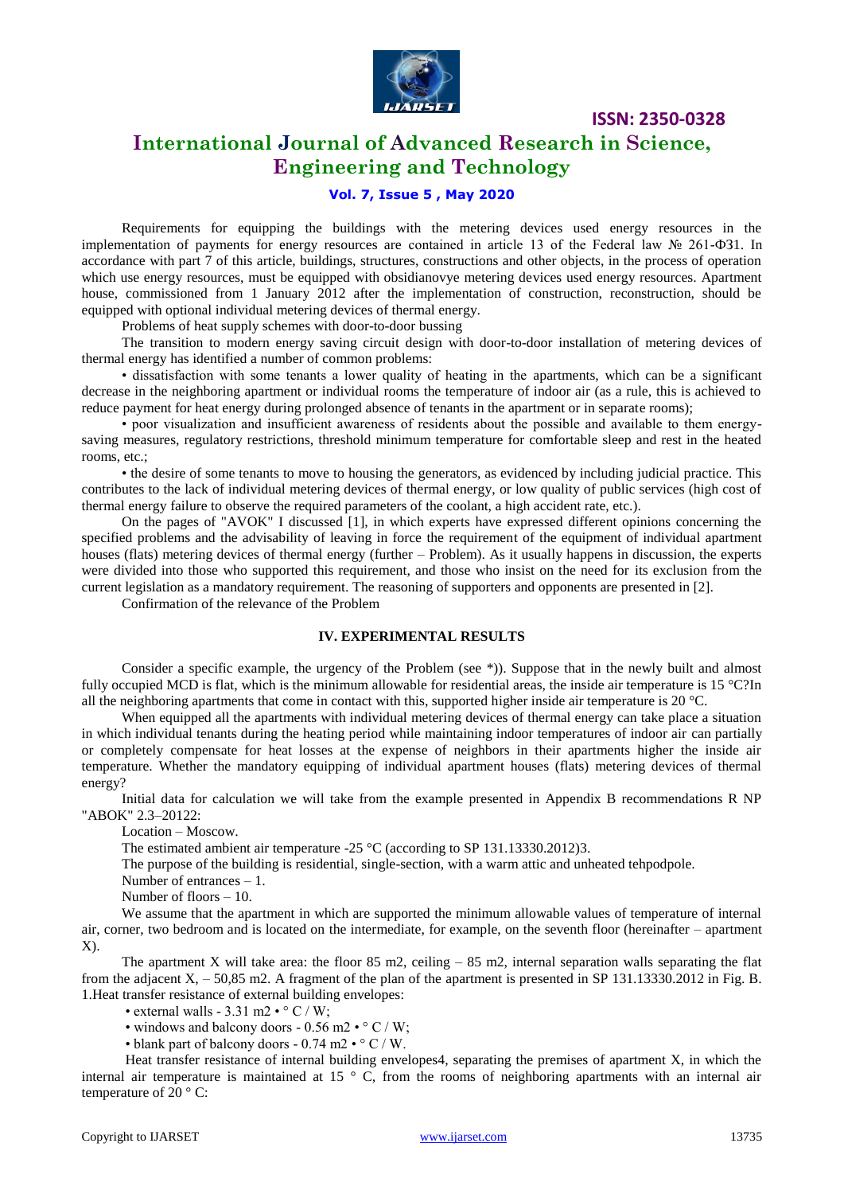Requirements for equipping the buildings with the metering devices used energy resources in the implementation of payments for energy resources are contained in article 13 of the Federal law № 261-ФЗ1. In accordance with part 7 of this article, buildings, structures, constructions and other objects, in the process of operation which use energy resources, must be equipped with obsidianovye metering devices used energy resources. Apartment house, commissioned from 1 January 2012 after the implementation of construction, reconstruction, should be equipped with optional individual metering devices of thermal energy.

Problems of heat supply schemes with door-to-door bussing

The transition to modern energy saving circuit design with door-to-door installation of metering devices of thermal energy has identified a number of common problems:

• dissatisfaction with some tenants a lower quality of heating in the apartments, which can be a significant decrease in the neighboring apartment or individual rooms the temperature of indoor air (as a rule, this is achieved to reduce payment for heat energy during prolonged absence of tenants in the apartment or in separate rooms);

• poor visualization and insufficient awareness of residents about the possible and available to them energy-saving measures, regulatory restrictions, threshold minimum temperature for comfortable sleep and rest in the heated rooms, etc.;

• the desire of some tenants to move to housing the generators, as evidenced by including judicial practice. This contributes to the lack of individual metering devices of thermal energy, or low quality of public services (high cost of thermal energy failure to observe the required parameters of the coolant, a high accident rate, etc.).

On the pages of "AVOK" I discussed [1], in which experts have expressed different opinions concerning the specified problems and the advisability of leaving in force the requirement of the equipment of individual apartment houses (flats) metering devices of thermal energy (further – Problem). As it usually happens in discussion, the experts were divided into those who supported this requirement, and those who insist on the need for its exclusion from the current legislation as a mandatory requirement. The reasoning of supporters and opponents are presented in [2].

Confirmation of the relevance of the Problem

## IV. EXPERIMENTAL RESULTS

Consider a specific example, the urgency of the Problem (see *)). Suppose that in the newly built and almost fully occupied MCD is flat, which is the minimum allowable for residential areas, the inside air temperature is 15 °C?In all the neighboring apartments that come in contact with this, supported higher inside air temperature is 20 °C.

When equipped all the apartments with individual metering devices of thermal energy can take place a situation in which individual tenants during the heating period while maintaining indoor temperatures of indoor air can partially or completely compensate for heat losses at the expense of neighbors in their apartments higher the inside air temperature. Whether the mandatory equipping of individual apartment houses (flats) metering devices of thermal energy?

Initial data for calculation we will take from the example presented in Appendix B recommendations R NP "ABOK" 2.3–20122:

Location – Moscow.

The estimated ambient air temperature -25 °C (according to SP 131.13330.2012)3.

The purpose of the building is residential, single-section, with a warm attic and unheated tehpodpole.

Number of entrances – 1.

Number of floors – 10.

We assume that the apartment in which are supported the minimum allowable values of temperature of internal air, corner, two bedroom and is located on the intermediate, for example, on the seventh floor (hereinafter – apartment X).

The apartment X will take area: the floor 85 m2, ceiling – 85 m2, internal separation walls separating the flat from the adjacent X, – 50,85 m2. A fragment of the plan of the apartment is presented in SP 131.13330.2012 in Fig. B. 1.Heat transfer resistance of external building envelopes:

• external walls - 3.31 m2 • ° C / W;

• windows and balcony doors - 0.56 m2 • ° C / W;

• blank part of balcony doors - 0.74 m2 • ° C / W.

Heat transfer resistance of internal building envelopes4, separating the premises of apartment X, in which the internal air temperature is maintained at 15 ° C, from the rooms of neighboring apartments with an internal air temperature of 20 ° C: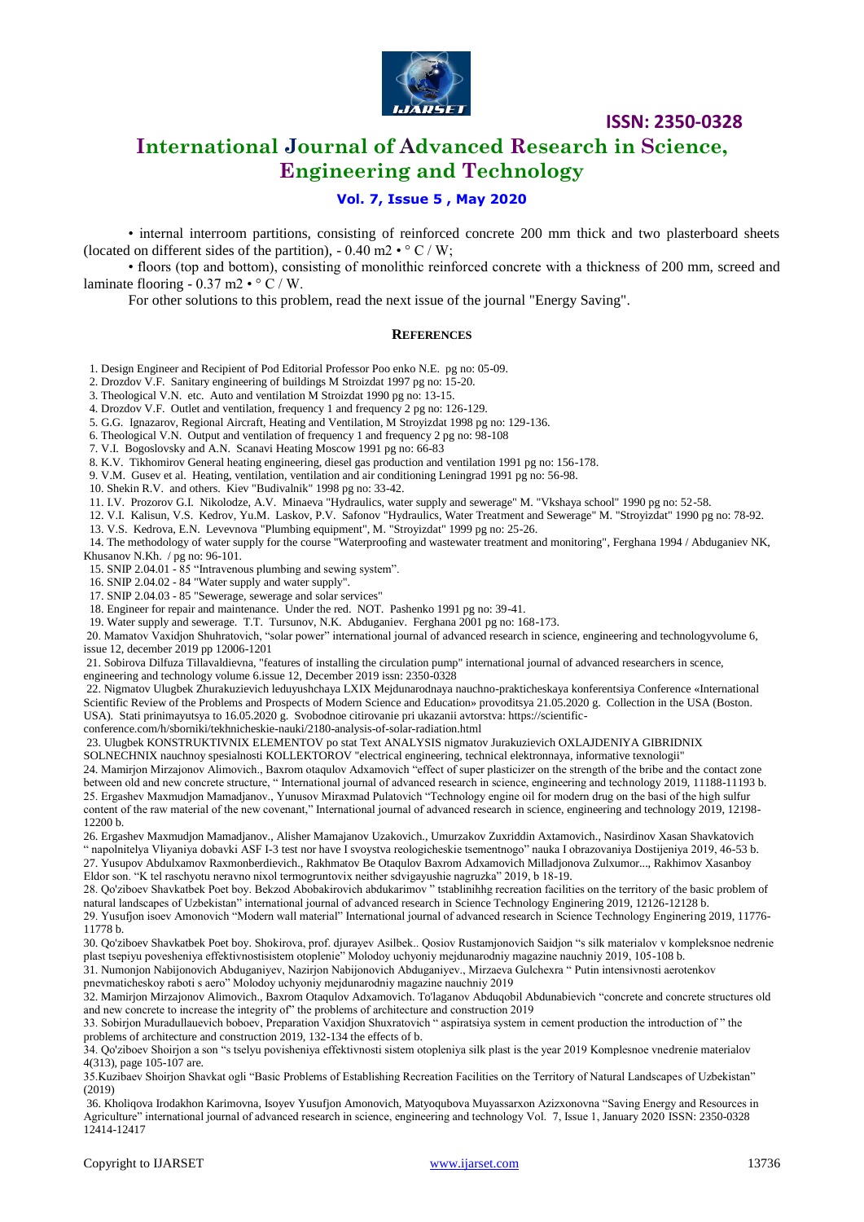• internal interroom partitions, consisting of reinforced concrete 200 mm thick and two plasterboard sheets (located on different sides of the partition), - 0.40 m2 • ° C / W;

• floors (top and bottom), consisting of monolithic reinforced concrete with a thickness of 200 mm, screed and laminate flooring - 0.37 m2 • ° C / W.

For other solutions to this problem, read the next issue of the journal "Energy Saving".

## REFERENCES

1. Design Engineer and Recipient of Pod Editorial Professor Poo enko N.E. pg no: 05-09.
2. Drozdov V.F. Sanitary engineering of buildings M Stroizdat 1997 pg no: 15-20.
3. Theological V.N. etc. Auto and ventilation M Stroizdat 1990 pg no: 13-15.
4. Drozdov V.F. Outlet and ventilation, frequency 1 and frequency 2 pg no: 126-129.
5. G.G. Ignazarov, Regional Aircraft, Heating and Ventilation, M Stroyizdat 1998 pg no: 129-136.
6. Theological V.N. Output and ventilation of frequency 1 and frequency 2 pg no: 98-108
7. V.I. Bogoslovsky and A.N. Scanavi Heating Moscow 1991 pg no: 66-83
8. K.V. Tikhomirov General heating engineering, diesel gas production and ventilation 1991 pg no: 156-178.
9. V.M. Gusev et al. Heating, ventilation, ventilation and air conditioning Leningrad 1991 pg no: 56-98.
10. Shekin R.V. and others. Kiev "Budivalnik" 1998 pg no: 33-42.
11. I.V. Prozorov G.I. Nikolodze, A.V. Minaeva "Hydraulics, water supply and sewerage" M. "Vkshaya school" 1990 pg no: 52-58.
12. V.I. Kalisun, V.S. Kedrov, Yu.M. Laskov, P.V. Safonov "Hydraulics, Water Treatment and Sewerage" M. "Stroyizdat" 1990 pg no: 78-92.
13. V.S. Kedrova, E.N. Levevnova "Plumbing equipment", M. "Stroyizdat" 1999 pg no: 25-26.
14. The methodology of water supply for the course "Waterproofing and wastewater treatment and monitoring", Ferghana 1994 / Abduganiev NK, Khusanov N.Kh. / pg no: 96-101.
15. SNIP 2.04.01 - 85 "Intravenous plumbing and sewing system".
16. SNIP 2.04.02 - 84 "Water supply and water supply".
17. SNIP 2.04.03 - 85 "Sewerage, sewerage and solar services"
18. Engineer for repair and maintenance. Under the red. NOT. Pashenko 1991 pg no: 39-41.
19. Water supply and sewerage. T.T. Tursunov, N.K. Abduganiev. Ferghana 2001 pg no: 168-173.
20. Mamatov Vaxidjon Shuhratovich, "solar power" international journal of advanced research in science, engineering and technologyvolume 6, issue 12, december 2019 pp 12006-1201
21. Sobirova Dilfuza Tillavaldievna, "features of installing the circulation pump" international journal of advanced researchers in scence, engineering and technology volume 6.issue 12, December 2019 issn: 2350-0328
22. Nigmatov Ulugbek Zhurakuzievich leduyushchaya LXIX Mejdunarodnaya nauchno-prakticheskaya konferentsiya Conference «International Scientific Review of the Problems and Prospects of Modern Science and Education» provoditsya 21.05.2020 g. Collection in the USA (Boston. USA). Stati prinimayutsya to 16.05.2020 g. Svobodnoe citirovanie pri ukazanii avtorstva: https://scientific-conference.com/h/sborniki/tekhnicheskie-nauki/2180-analysis-of-solar-radiation.html
23. Ulugbek KONSTRUKTIVNIX ELEMENTOV po stat Text ANALYSIS nigmatov Jurakuzievich OXLAJDENIYA GIBRIDNIX SOLNECHNIX nauchnoy spesialnosti KOLLEKTOROV "electrical engineering, technical elektronnaya, informative texnologii"
24. Mamirjon Mirzajonov Alimovich., Baxrom otaqulov Adxamovich "effect of super plasticizer on the strength of the bribe and the contact zone between old and new concrete structure, " International journal of advanced research in science, engineering and technology 2019, 11188-11193 b.
25. Ergashev Maxmudjon Mamadjanov., Yunusov Miraxmad Pulatovich "Technology engine oil for modern drug on the basi of the high sulfur content of the raw material of the new covenant," International journal of advanced research in science, engineering and technology 2019, 12198-12200 b.
26. Ergashev Maxmudjon Mamadjanov., Alisher Mamajanov Uzakovich., Umurzakov Zuxriddin Axtamovich., Nasirdinov Xasan Shavkatovich " napolnitelya Vliyaniya dobavki ASF I-3 test nor have I svoystva reologicheskie tsementnogo" nauka I obrazovaniya Dostijeniya 2019, 46-53 b.
27. Yusupov Abdulxamov Raxmonberdievich., Rakhmatov Be Otaqulov Baxrom Adxamovich Milladjonova Zulxumor..., Rakhimov Xasanboy Eldor son. "K tel raschyotu neravno nixol termogruntovix neither sdvigayushie nagruzka" 2019, b 18-19.
28. Qo'ziboev Shavkatbek Poet boy. Bekzod Abobakirovich abdukarimov " tstablinihhg recreation facilities on the territory of the basic problem of natural landscapes of Uzbekistan" international journal of advanced research in Science Technology Enginering 2019, 12126-12128 b.
29. Yusufjon isoev Amonovich "Modern wall material" International journal of advanced research in Science Technology Enginering 2019, 11776-11778 b.
30. Qo'ziboev Shavkatbek Poet boy. Shokirova, prof. djurayev Asilbek.. Qosiov Rustamjonovich Saidjon "s silk materialov v kompleksnoe nedrenie plast tsepiyu povesheniya effektivnostisistem otoplenie" Molodoy uchyoniy mejdunarodniy magazine nauchniy 2019, 105-108 b.
31. Numonjon Nabijonovich Abduganiyev, Nazirjon Nabijonovich Abduganiyev., Mirzaeva Gulchexra " Putin intensivnosti aerotenkov pnevmaticheskoy raboti s aero" Molodoy uchyoniy mejdunarodniy magazine nauchniy 2019
32. Mamirjon Mirzajonov Alimovich., Baxrom Otaqulov Adxamovich. To'laganov Abduqobil Abdunabievich "concrete and concrete structures old and new concrete to increase the integrity of" the problems of architecture and construction 2019
33. Sobirjon Muradullauevich boboev, Preparation Vaxidjon Shuxratovich " aspiratsiya system in cement production the introduction of " the problems of architecture and construction 2019, 132-134 the effects of b.
34. Qo'ziboev Shoirjon a son "s tselyu povisheniya effektivnosti sistem otopleniya silk plast is the year 2019 Komplesnoe vnedrenie materialov 4(313), page 105-107 are.
35. Kuzibaev Shoirjon Shavkat ogli "Basic Problems of Establishing Recreation Facilities on the Territory of Natural Landscapes of Uzbekistan" (2019)
36. Kholiqova Irodakhon Karimovna, Isoyev Yusufjon Amonovich, Matyoqubova Muyassarxon Azizxonovna "Saving Energy and Resources in Agriculture" international journal of advanced research in science, engineering and technology Vol. 7, Issue 1, January 2020 ISSN: 2350-0328 12414-12417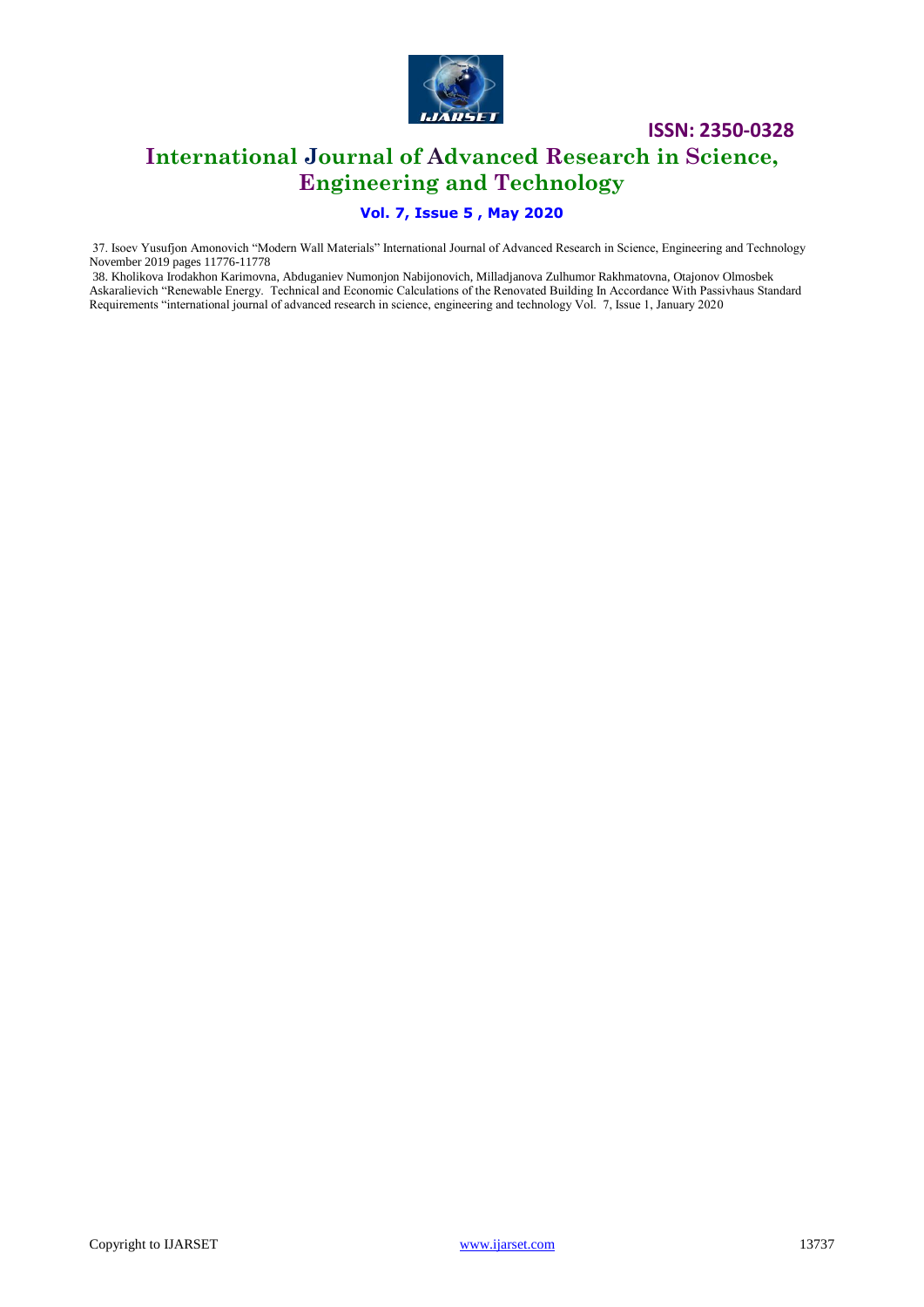37. Isoev Yusufjon Amonovich “Modern Wall Materials” International Journal of Advanced Research in Science, Engineering and Technology November 2019 pages 11776-11778

38. Kholikova Irodakhon Karimovna, Abduganiev Numonjon Nabijonovich, Milladjanova Zulhumor Rakhmatovna, Otajonov Olmosbek Askaralievich “Renewable Energy. Technical and Economic Calculations of the Renovated Building In Accordance With Passivhaus Standard Requirements “international journal of advanced research in science, engineering and technology Vol. 7, Issue 1, January 2020